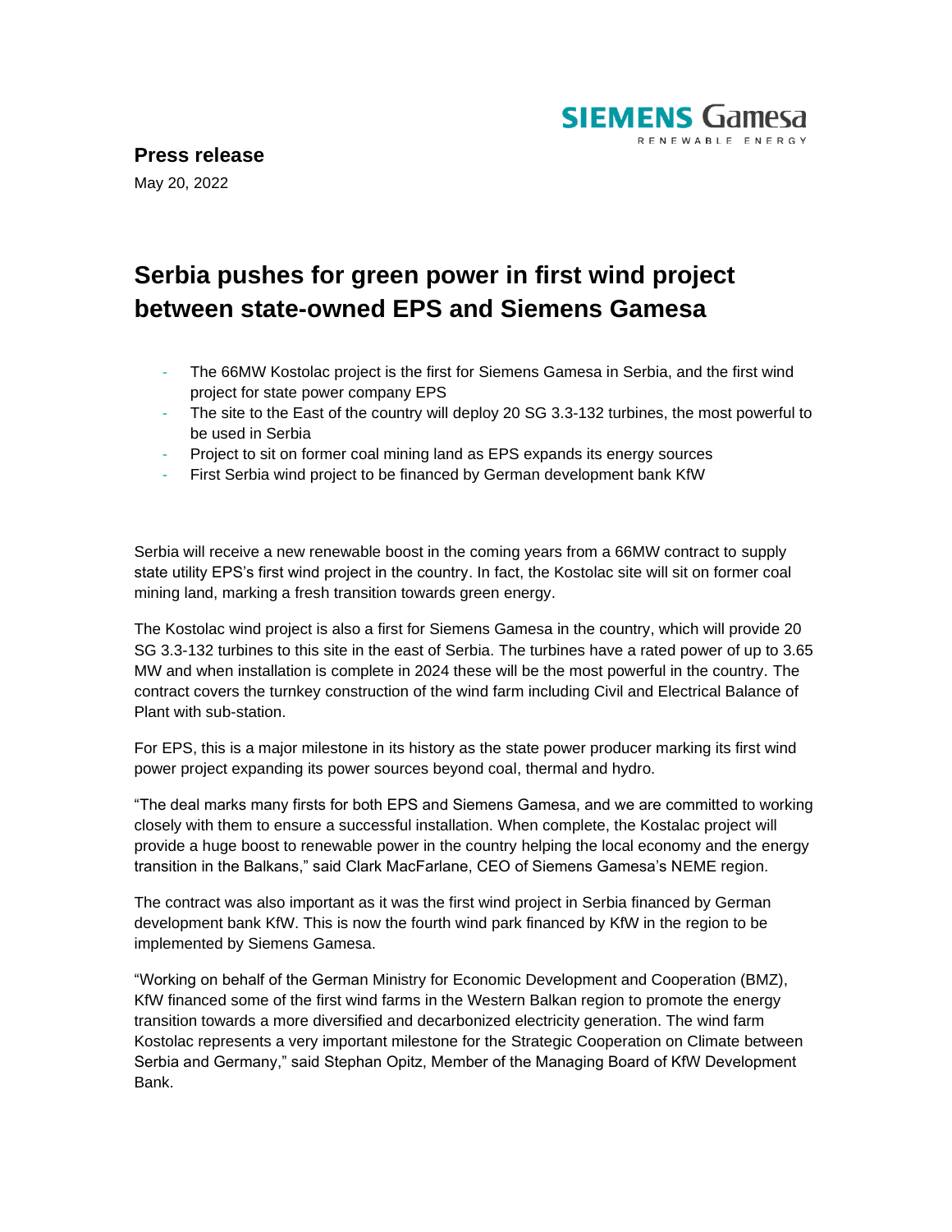SIEMENS Gamesa
RENEWABLE ENERGY

**Press release**

May 20, 2022

# Serbia pushes for green power in first wind project between state-owned EPS and Siemens Gamesa

- The 66MW Kostolac project is the first for Siemens Gamesa in Serbia, and the first wind project for state power company EPS
- The site to the East of the country will deploy 20 SG 3.3-132 turbines, the most powerful to be used in Serbia
- Project to sit on former coal mining land as EPS expands its energy sources
- First Serbia wind project to be financed by German development bank KfW

Serbia will receive a new renewable boost in the coming years from a 66MW contract to supply state utility EPS's first wind project in the country. In fact, the Kostolac site will sit on former coal mining land, marking a fresh transition towards green energy.

The Kostolac wind project is also a first for Siemens Gamesa in the country, which will provide 20 SG 3.3-132 turbines to this site in the east of Serbia. The turbines have a rated power of up to 3.65 MW and when installation is complete in 2024 these will be the most powerful in the country. The contract covers the turnkey construction of the wind farm including Civil and Electrical Balance of Plant with sub-station.

For EPS, this is a major milestone in its history as the state power producer marking its first wind power project expanding its power sources beyond coal, thermal and hydro.

"The deal marks many firsts for both EPS and Siemens Gamesa, and we are committed to working closely with them to ensure a successful installation. When complete, the Kostalac project will provide a huge boost to renewable power in the country helping the local economy and the energy transition in the Balkans," said Clark MacFarlane, CEO of Siemens Gamesa's NEME region.

The contract was also important as it was the first wind project in Serbia financed by German development bank KfW. This is now the fourth wind park financed by KfW in the region to be implemented by Siemens Gamesa.

"Working on behalf of the German Ministry for Economic Development and Cooperation (BMZ), KfW financed some of the first wind farms in the Western Balkan region to promote the energy transition towards a more diversified and decarbonized electricity generation. The wind farm Kostolac represents a very important milestone for the Strategic Cooperation on Climate between Serbia and Germany," said Stephan Opitz, Member of the Managing Board of KfW Development Bank.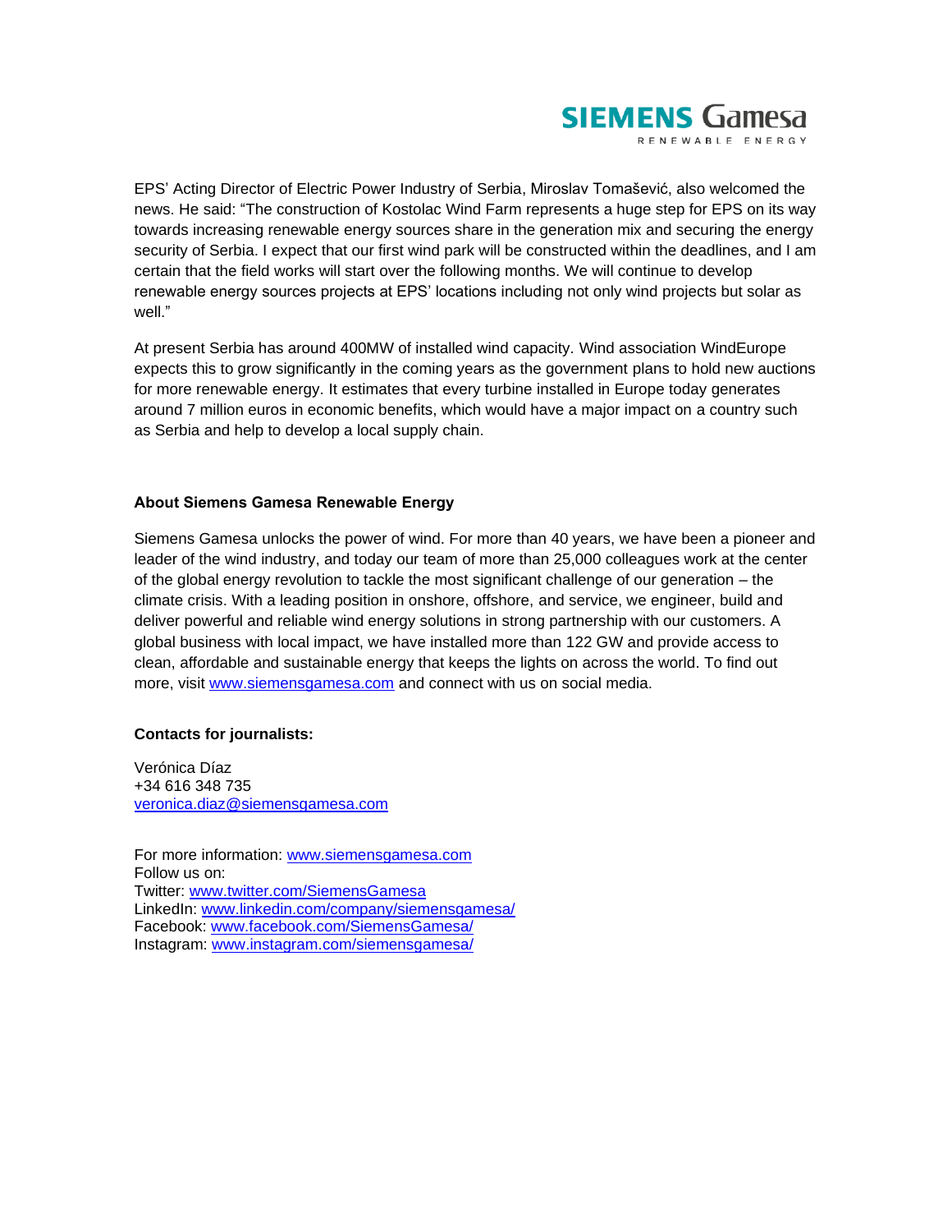EPS' Acting Director of Electric Power Industry of Serbia, Miroslav Tomašević, also welcomed the news. He said: "The construction of Kostolac Wind Farm represents a huge step for EPS on its way towards increasing renewable energy sources share in the generation mix and securing the energy security of Serbia. I expect that our first wind park will be constructed within the deadlines, and I am certain that the field works will start over the following months. We will continue to develop renewable energy sources projects at EPS' locations including not only wind projects but solar as well."

At present Serbia has around 400MW of installed wind capacity. Wind association WindEurope expects this to grow significantly in the coming years as the government plans to hold new auctions for more renewable energy. It estimates that every turbine installed in Europe today generates around 7 million euros in economic benefits, which would have a major impact on a country such as Serbia and help to develop a local supply chain.

**About Siemens Gamesa Renewable Energy**

Siemens Gamesa unlocks the power of wind. For more than 40 years, we have been a pioneer and leader of the wind industry, and today our team of more than 25,000 colleagues work at the center of the global energy revolution to tackle the most significant challenge of our generation – the climate crisis. With a leading position in onshore, offshore, and service, we engineer, build and deliver powerful and reliable wind energy solutions in strong partnership with our customers. A global business with local impact, we have installed more than 122 GW and provide access to clean, affordable and sustainable energy that keeps the lights on across the world. To find out more, visit www.siemensgamesa.com and connect with us on social media.

**Contacts for journalists:**

Verónica Díaz
+34 616 348 735
veronica.diaz@siemensgamesa.com

For more information: www.siemensgamesa.com
Follow us on:
Twitter: www.twitter.com/SiemensGamesa
LinkedIn: www.linkedin.com/company/siemensgamesa/
Facebook: www.facebook.com/SiemensGamesa/
Instagram: www.instagram.com/siemensgamesa/